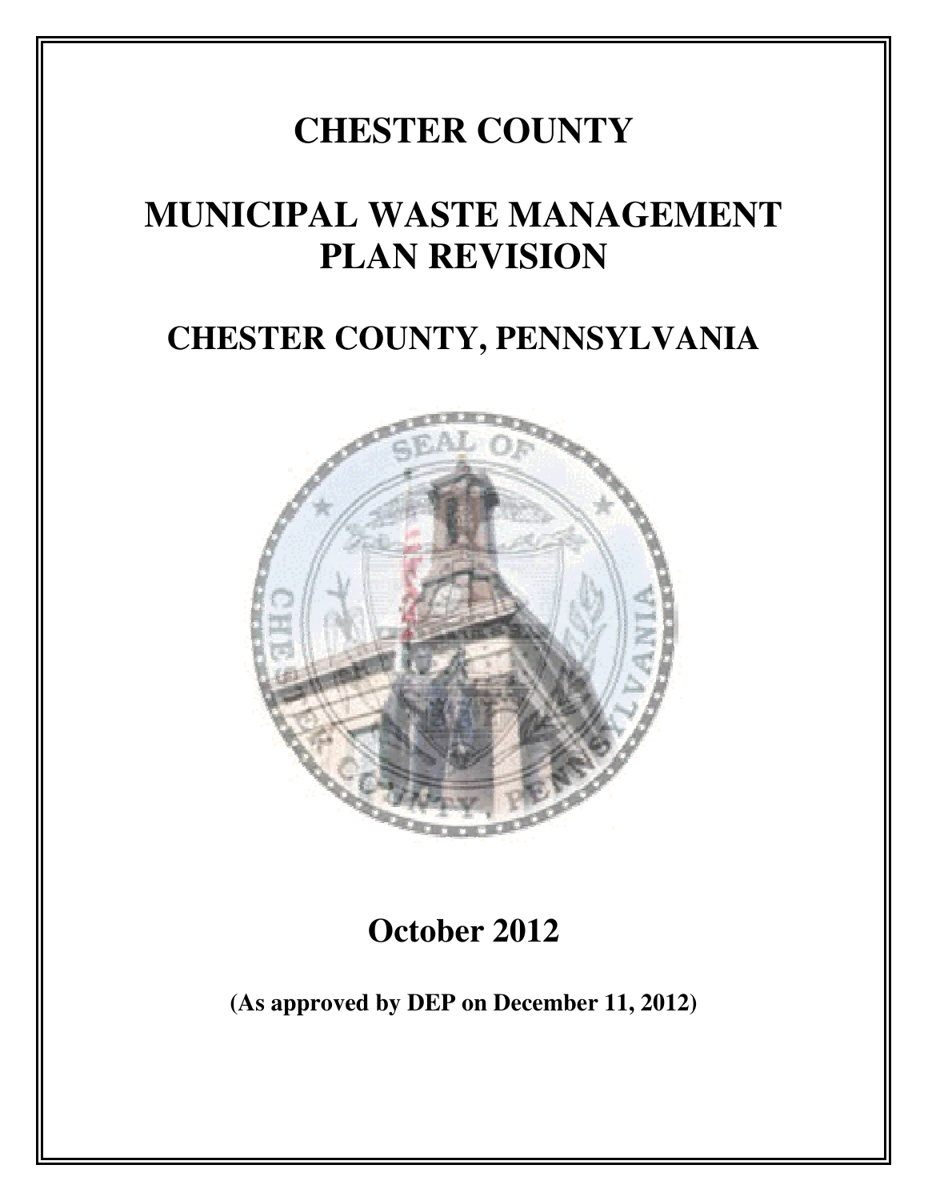# CHESTER COUNTY

# MUNICIPAL WASTE MANAGEMENT PLAN REVISION

# CHESTER COUNTY, PENNSYLVANIA

## October 2012

**(As approved by DEP on December 11, 2012)**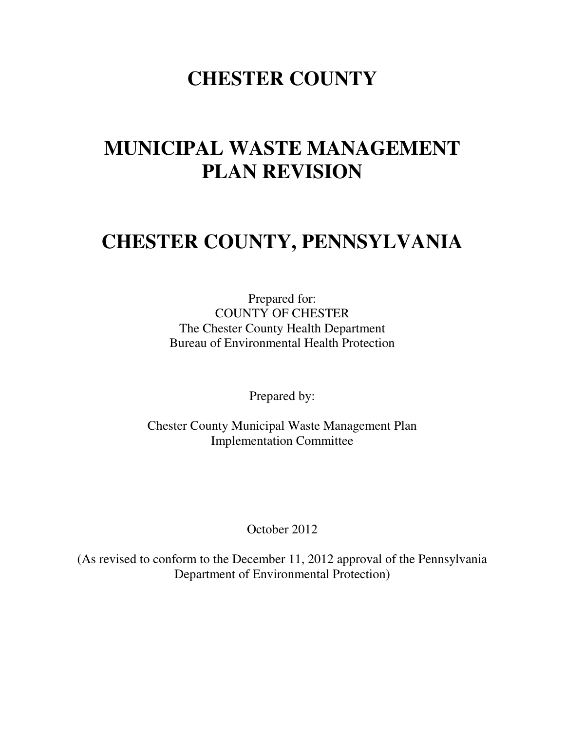# CHESTER COUNTY

# MUNICIPAL WASTE MANAGEMENT PLAN REVISION

# CHESTER COUNTY, PENNSYLVANIA

Prepared for:
COUNTY OF CHESTER
The Chester County Health Department
Bureau of Environmental Health Protection

Prepared by:

Chester County Municipal Waste Management Plan
Implementation Committee

October 2012

(As revised to conform to the December 11, 2012 approval of the Pennsylvania Department of Environmental Protection)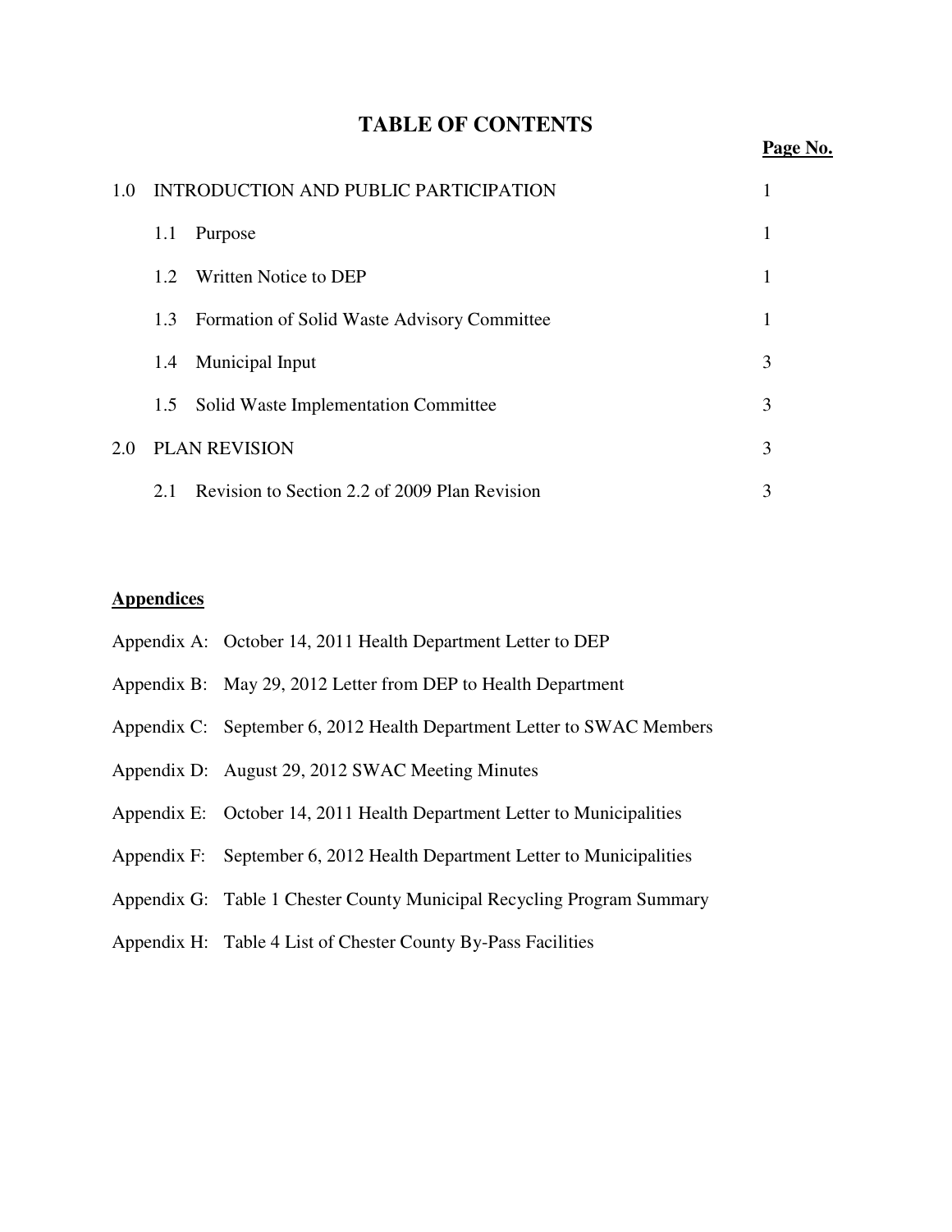# TABLE OF CONTENTS

| | Page No. |
|---|---|
| 1.0 INTRODUCTION AND PUBLIC PARTICIPATION | 1 |
| 1.1 Purpose | 1 |
| 1.2 Written Notice to DEP | 1 |
| 1.3 Formation of Solid Waste Advisory Committee | 1 |
| 1.4 Municipal Input | 3 |
| 1.5 Solid Waste Implementation Committee | 3 |
| 2.0 PLAN REVISION | 3 |
| 2.1 Revision to Section 2.2 of 2009 Plan Revision | 3 |

**Appendices**

Appendix A: October 14, 2011 Health Department Letter to DEP

Appendix B: May 29, 2012 Letter from DEP to Health Department

Appendix C: September 6, 2012 Health Department Letter to SWAC Members

Appendix D: August 29, 2012 SWAC Meeting Minutes

Appendix E: October 14, 2011 Health Department Letter to Municipalities

Appendix F: September 6, 2012 Health Department Letter to Municipalities

Appendix G: Table 1 Chester County Municipal Recycling Program Summary

Appendix H: Table 4 List of Chester County By-Pass Facilities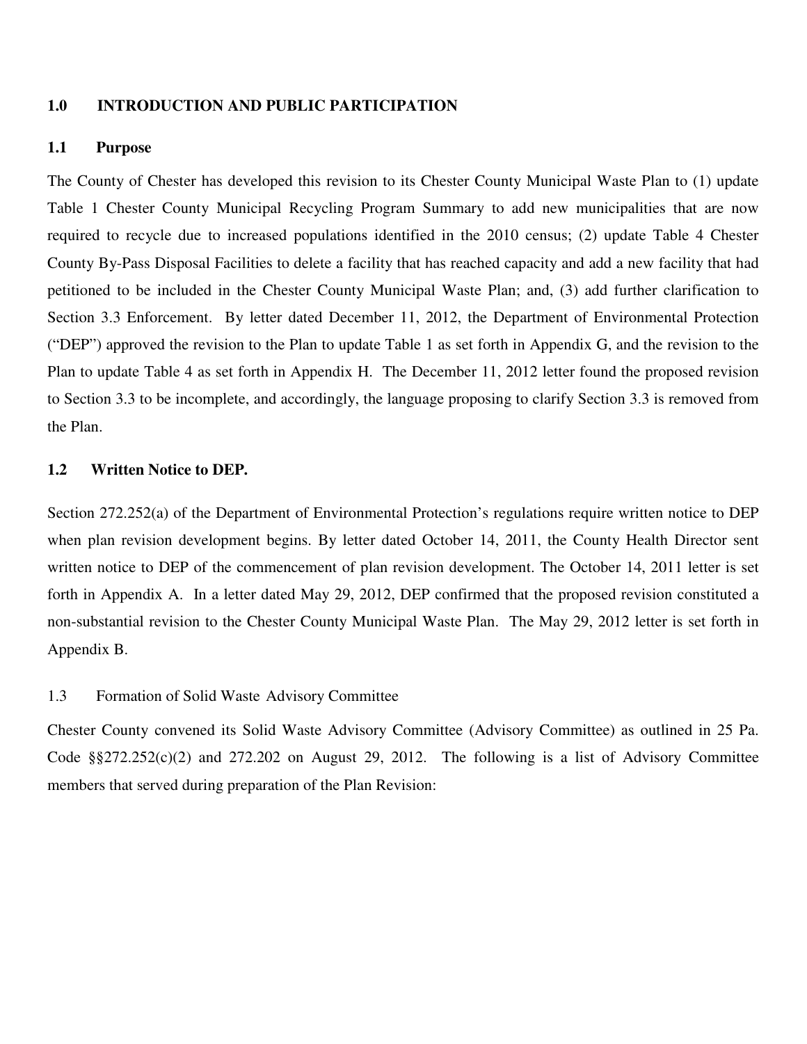## 1.0 INTRODUCTION AND PUBLIC PARTICIPATION

### 1.1 Purpose

The County of Chester has developed this revision to its Chester County Municipal Waste Plan to (1) update Table 1 Chester County Municipal Recycling Program Summary to add new municipalities that are now required to recycle due to increased populations identified in the 2010 census; (2) update Table 4 Chester County By-Pass Disposal Facilities to delete a facility that has reached capacity and add a new facility that had petitioned to be included in the Chester County Municipal Waste Plan; and, (3) add further clarification to Section 3.3 Enforcement. By letter dated December 11, 2012, the Department of Environmental Protection ("DEP") approved the revision to the Plan to update Table 1 as set forth in Appendix G, and the revision to the Plan to update Table 4 as set forth in Appendix H. The December 11, 2012 letter found the proposed revision to Section 3.3 to be incomplete, and accordingly, the language proposing to clarify Section 3.3 is removed from the Plan.

### 1.2 Written Notice to DEP.

Section 272.252(a) of the Department of Environmental Protection's regulations require written notice to DEP when plan revision development begins. By letter dated October 14, 2011, the County Health Director sent written notice to DEP of the commencement of plan revision development. The October 14, 2011 letter is set forth in Appendix A. In a letter dated May 29, 2012, DEP confirmed that the proposed revision constituted a non-substantial revision to the Chester County Municipal Waste Plan. The May 29, 2012 letter is set forth in Appendix B.

### 1.3 Formation of Solid Waste Advisory Committee

Chester County convened its Solid Waste Advisory Committee (Advisory Committee) as outlined in 25 Pa. Code §§272.252(c)(2) and 272.202 on August 29, 2012. The following is a list of Advisory Committee members that served during preparation of the Plan Revision: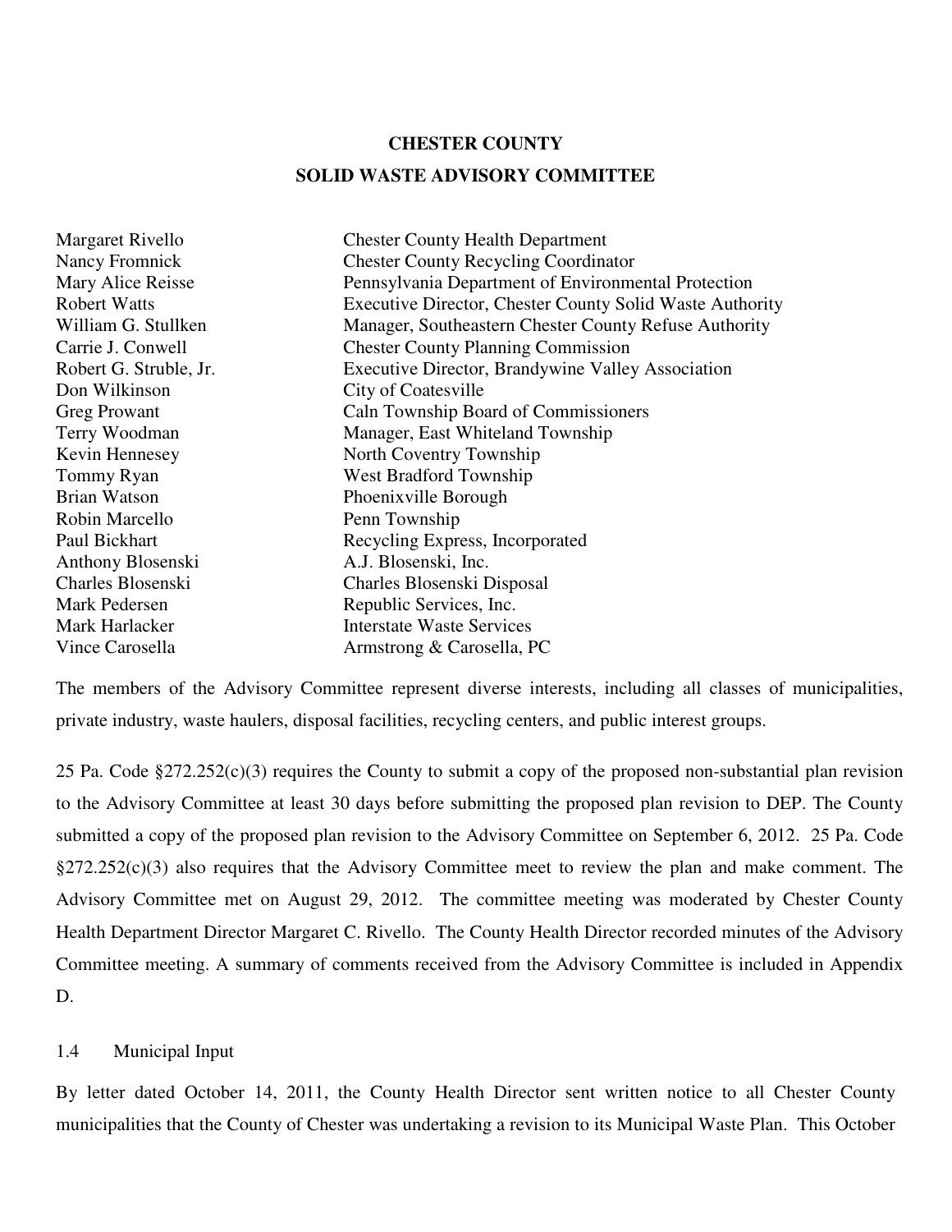**CHESTER COUNTY**

**SOLID WASTE ADVISORY COMMITTEE**

| | |
|---|---|
| Margaret Rivello | Chester County Health Department |
| Nancy Fromnick | Chester County Recycling Coordinator |
| Mary Alice Reisse | Pennsylvania Department of Environmental Protection |
| Robert Watts | Executive Director, Chester County Solid Waste Authority |
| William G. Stullken | Manager, Southeastern Chester County Refuse Authority |
| Carrie J. Conwell | Chester County Planning Commission |
| Robert G. Struble, Jr. | Executive Director, Brandywine Valley Association |
| Don Wilkinson | City of Coatesville |
| Greg Prowant | Caln Township Board of Commissioners |
| Terry Woodman | Manager, East Whiteland Township |
| Kevin Hennesey | North Coventry Township |
| Tommy Ryan | West Bradford Township |
| Brian Watson | Phoenixville Borough |
| Robin Marcello | Penn Township |
| Paul Bickhart | Recycling Express, Incorporated |
| Anthony Blosenski | A.J. Blosenski, Inc. |
| Charles Blosenski | Charles Blosenski Disposal |
| Mark Pedersen | Republic Services, Inc. |
| Mark Harlacker | Interstate Waste Services |
| Vince Carosella | Armstrong & Carosella, PC |

The members of the Advisory Committee represent diverse interests, including all classes of municipalities, private industry, waste haulers, disposal facilities, recycling centers, and public interest groups.

25 Pa. Code §272.252(c)(3) requires the County to submit a copy of the proposed non-substantial plan revision to the Advisory Committee at least 30 days before submitting the proposed plan revision to DEP. The County submitted a copy of the proposed plan revision to the Advisory Committee on September 6, 2012. 25 Pa. Code §272.252(c)(3) also requires that the Advisory Committee meet to review the plan and make comment. The Advisory Committee met on August 29, 2012. The committee meeting was moderated by Chester County Health Department Director Margaret C. Rivello. The County Health Director recorded minutes of the Advisory Committee meeting. A summary of comments received from the Advisory Committee is included in Appendix D.

### 1.4 Municipal Input

By letter dated October 14, 2011, the County Health Director sent written notice to all Chester County municipalities that the County of Chester was undertaking a revision to its Municipal Waste Plan. This October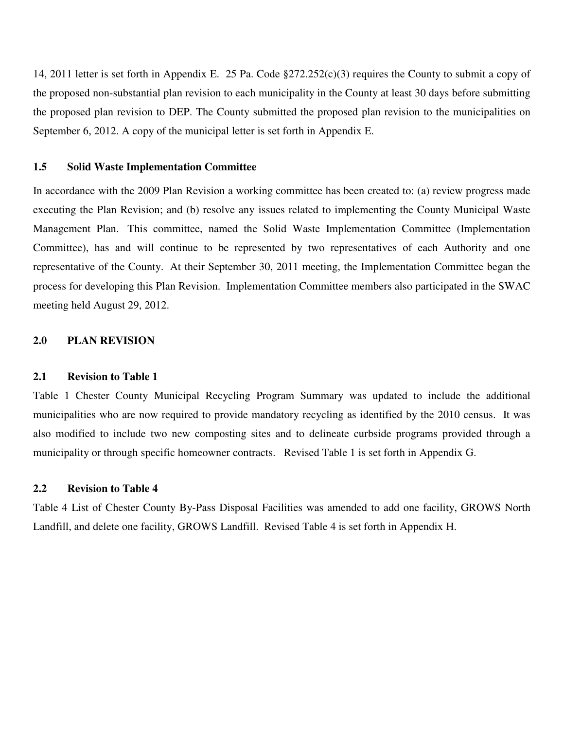14, 2011 letter is set forth in Appendix E. 25 Pa. Code §272.252(c)(3) requires the County to submit a copy of the proposed non-substantial plan revision to each municipality in the County at least 30 days before submitting the proposed plan revision to DEP. The County submitted the proposed plan revision to the municipalities on September 6, 2012. A copy of the municipal letter is set forth in Appendix E.

### 1.5 Solid Waste Implementation Committee

In accordance with the 2009 Plan Revision a working committee has been created to: (a) review progress made executing the Plan Revision; and (b) resolve any issues related to implementing the County Municipal Waste Management Plan. This committee, named the Solid Waste Implementation Committee (Implementation Committee), has and will continue to be represented by two representatives of each Authority and one representative of the County. At their September 30, 2011 meeting, the Implementation Committee began the process for developing this Plan Revision. Implementation Committee members also participated in the SWAC meeting held August 29, 2012.

## 2.0 PLAN REVISION

### 2.1 Revision to Table 1

Table 1 Chester County Municipal Recycling Program Summary was updated to include the additional municipalities who are now required to provide mandatory recycling as identified by the 2010 census. It was also modified to include two new composting sites and to delineate curbside programs provided through a municipality or through specific homeowner contracts. Revised Table 1 is set forth in Appendix G.

### 2.2 Revision to Table 4

Table 4 List of Chester County By-Pass Disposal Facilities was amended to add one facility, GROWS North Landfill, and delete one facility, GROWS Landfill. Revised Table 4 is set forth in Appendix H.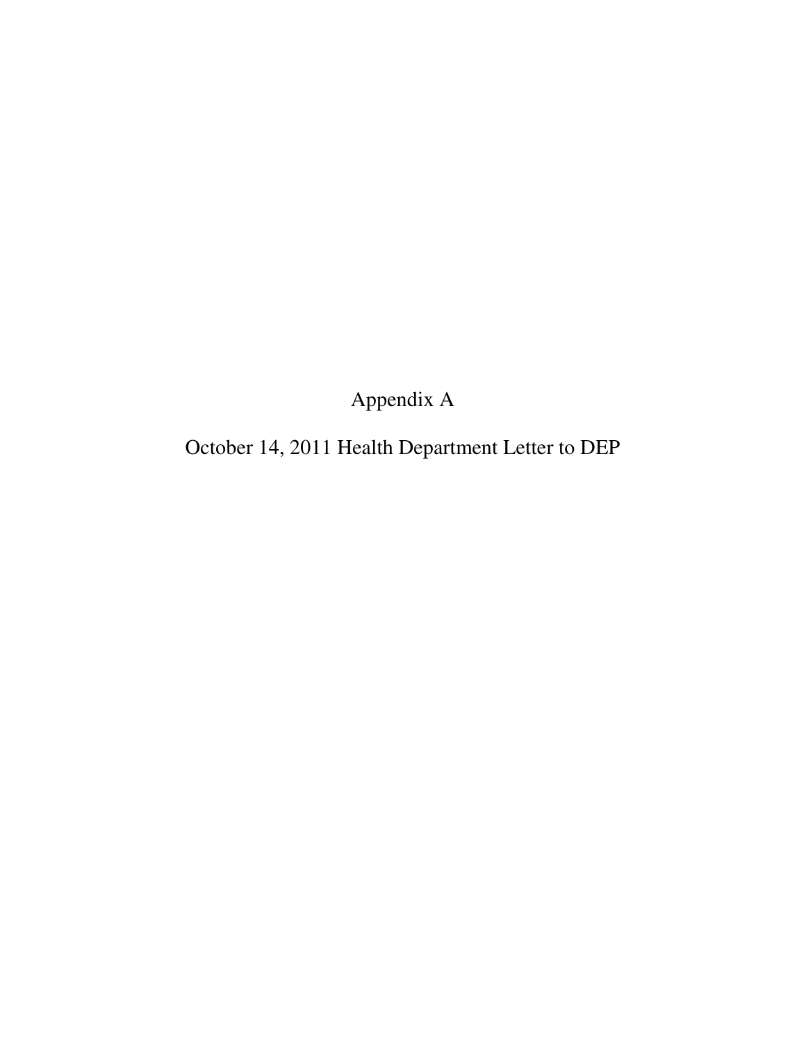# Appendix A

## October 14, 2011 Health Department Letter to DEP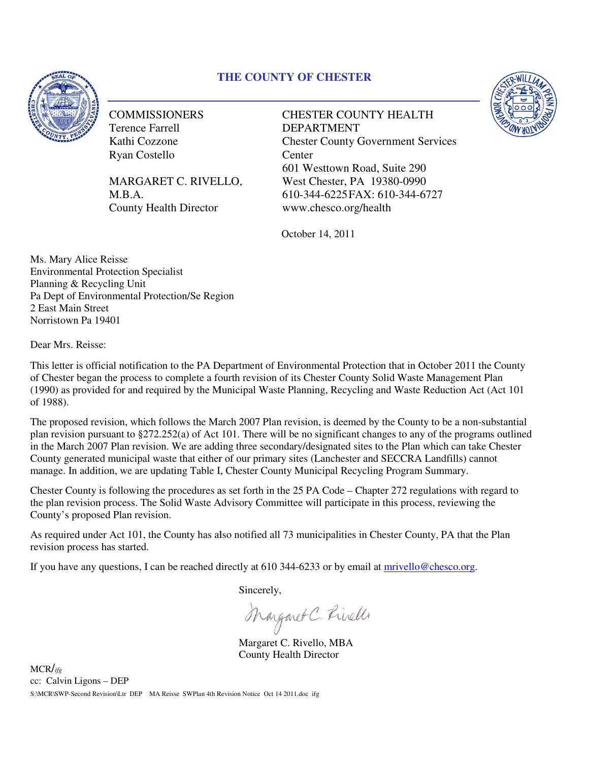# THE COUNTY OF CHESTER

COMMISSIONERS
Terence Farrell
Kathi Cozzone
Ryan Costello

MARGARET C. RIVELLO, M.B.A.
County Health Director

CHESTER COUNTY HEALTH DEPARTMENT
Chester County Government Services Center
601 Westtown Road, Suite 290
West Chester, PA 19380-0990
610-344-6225 FAX: 610-344-6727
www.chesco.org/health

October 14, 2011

Ms. Mary Alice Reisse
Environmental Protection Specialist
Planning & Recycling Unit
Pa Dept of Environmental Protection/Se Region
2 East Main Street
Norristown Pa 19401

Dear Mrs. Reisse:

This letter is official notification to the PA Department of Environmental Protection that in October 2011 the County of Chester began the process to complete a fourth revision of its Chester County Solid Waste Management Plan (1990) as provided for and required by the Municipal Waste Planning, Recycling and Waste Reduction Act (Act 101 of 1988).

The proposed revision, which follows the March 2007 Plan revision, is deemed by the County to be a non-substantial plan revision pursuant to §272.252(a) of Act 101. There will be no significant changes to any of the programs outlined in the March 2007 Plan revision. We are adding three secondary/designated sites to the Plan which can take Chester County generated municipal waste that either of our primary sites (Lanchester and SECCRA Landfills) cannot manage. In addition, we are updating Table I, Chester County Municipal Recycling Program Summary.

Chester County is following the procedures as set forth in the 25 PA Code – Chapter 272 regulations with regard to the plan revision process. The Solid Waste Advisory Committee will participate in this process, reviewing the County's proposed Plan revision.

As required under Act 101, the County has also notified all 73 municipalities in Chester County, PA that the Plan revision process has started.

If you have any questions, I can be reached directly at 610 344-6233 or by email at mrivello@chesco.org.

Sincerely,

Margaret C. Rivello

Margaret C. Rivello, MBA
County Health Director

MCR/*ifg*
cc: Calvin Ligons – DEP
S:\MCR\SWP-Second Revision\Ltr DEP MA Reisse SWPlan 4th Revision Notice Oct 14 2011.doc ifg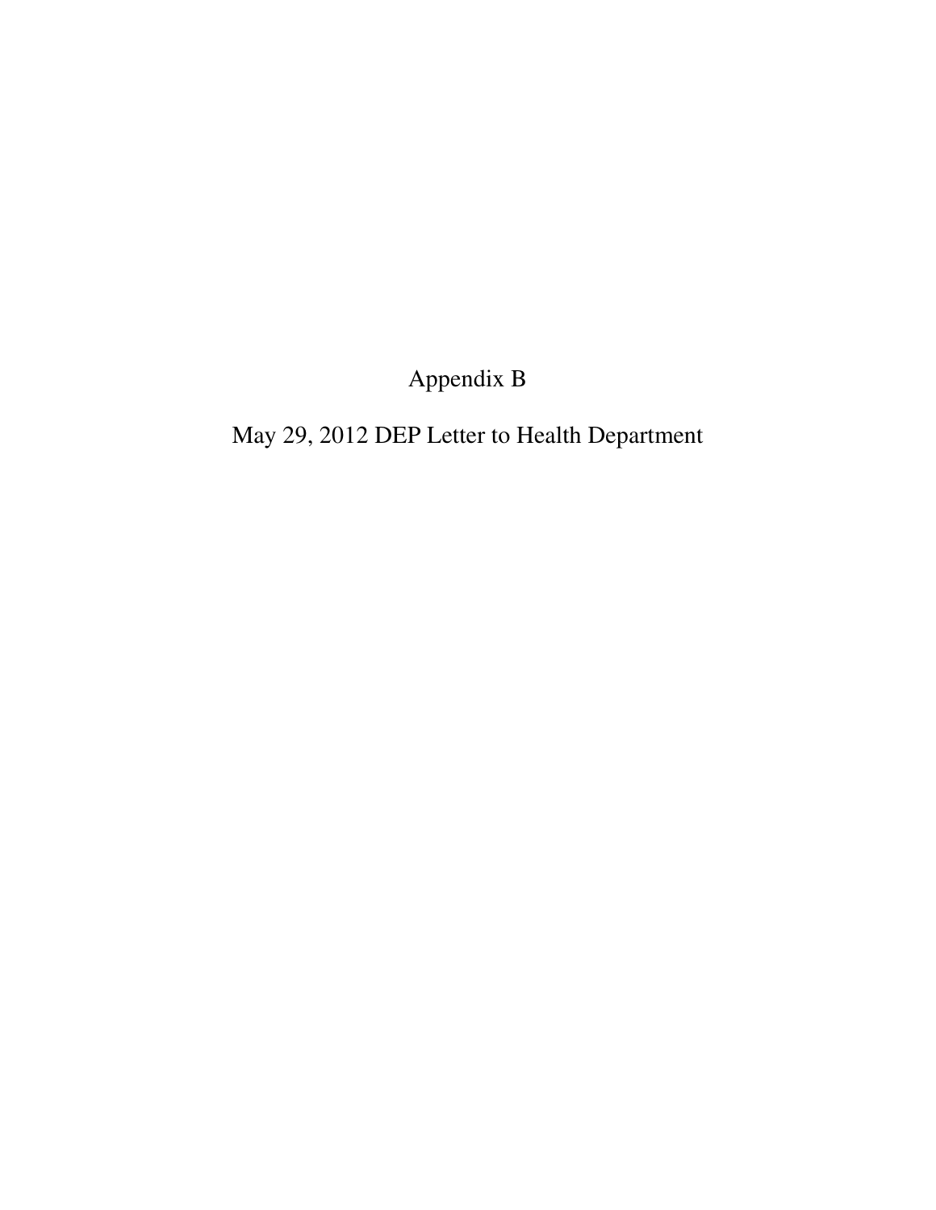# Appendix B

## May 29, 2012 DEP Letter to Health Department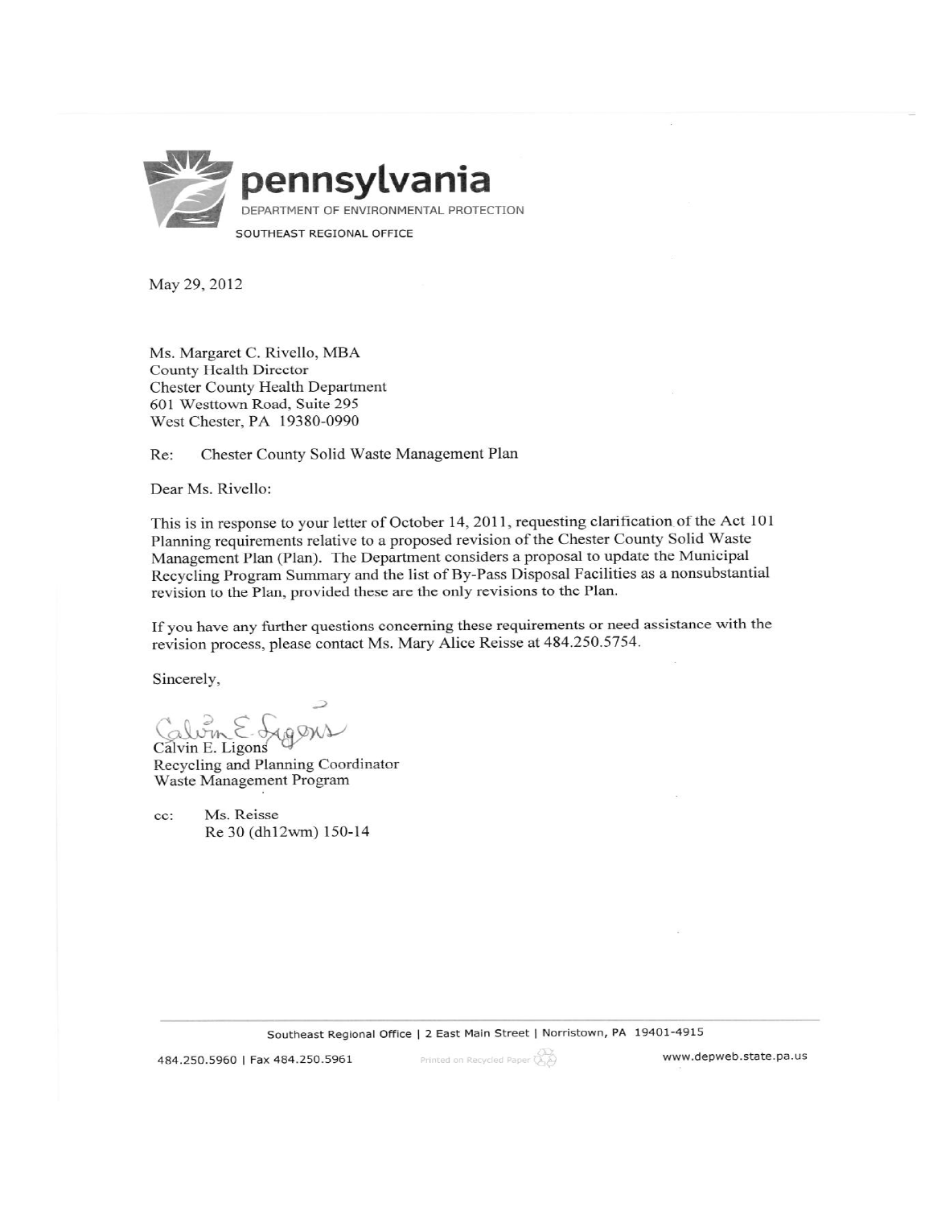**pennsylvania**
DEPARTMENT OF ENVIRONMENTAL PROTECTION
SOUTHEAST REGIONAL OFFICE

May 29, 2012

Ms. Margaret C. Rivello, MBA
County Health Director
Chester County Health Department
601 Westtown Road, Suite 295
West Chester, PA 19380-0990

Re: Chester County Solid Waste Management Plan

Dear Ms. Rivello:

This is in response to your letter of October 14, 2011, requesting clarification of the Act 101 Planning requirements relative to a proposed revision of the Chester County Solid Waste Management Plan (Plan). The Department considers a proposal to update the Municipal Recycling Program Summary and the list of By-Pass Disposal Facilities as a nonsubstantial revision to the Plan, provided these are the only revisions to the Plan.

If you have any further questions concerning these requirements or need assistance with the revision process, please contact Ms. Mary Alice Reisse at 484.250.5754.

Sincerely,

Calvin E. Ligons
Recycling and Planning Coordinator
Waste Management Program

cc: Ms. Reisse
Re 30 (dh12wm) 150-14

Southeast Regional Office | 2 East Main Street | Norristown, PA 19401-4915

484.250.5960 | Fax 484.250.5961 Printed on Recycled Paper www.depweb.state.pa.us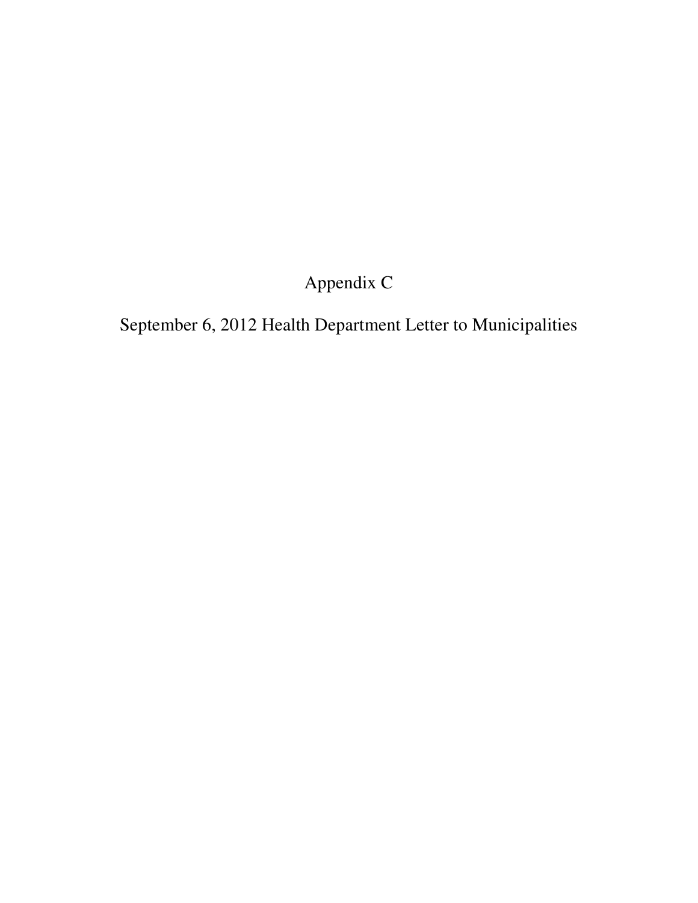# Appendix C

## September 6, 2012 Health Department Letter to Municipalities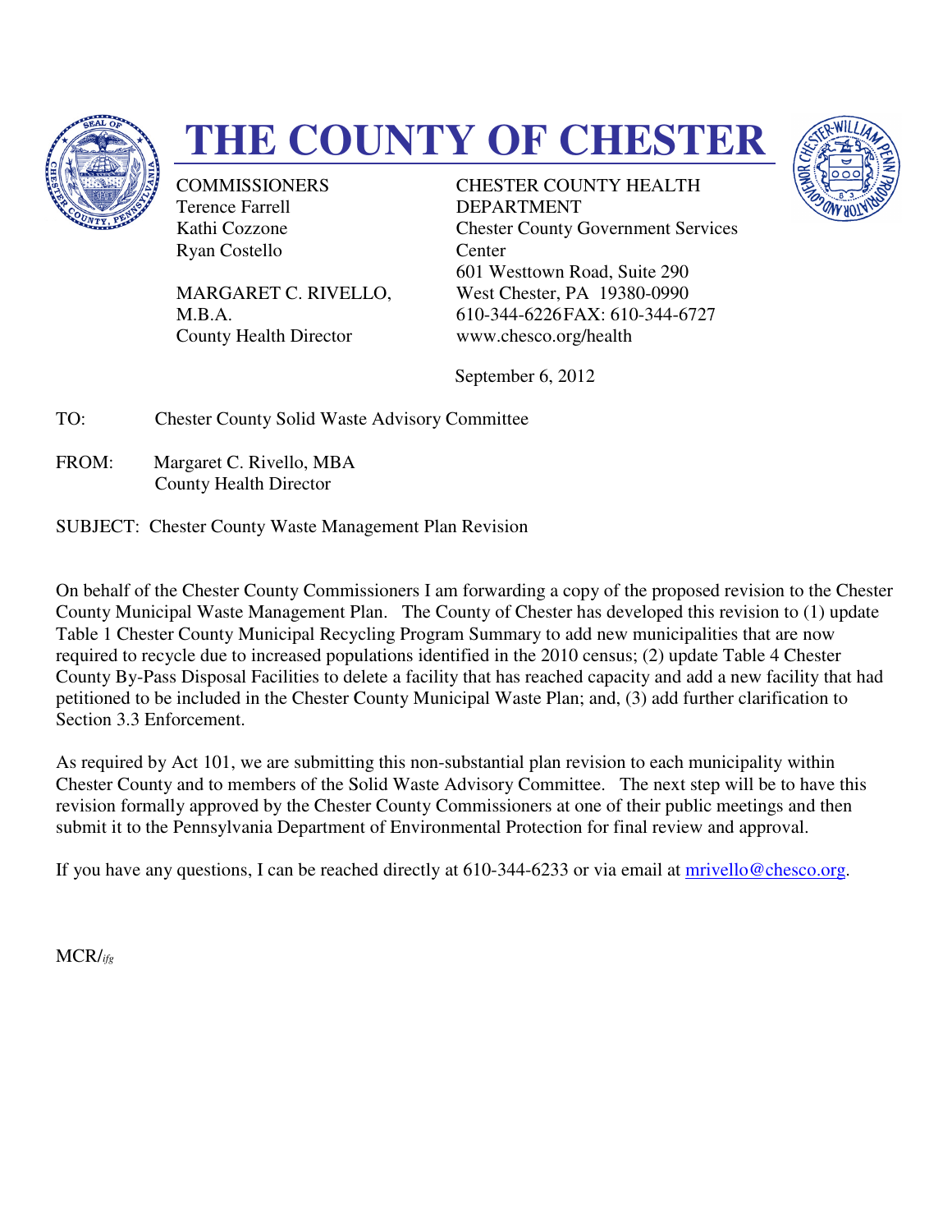# THE COUNTY OF CHESTER

COMMISSIONERS
Terence Farrell
Kathi Cozzone
Ryan Costello

MARGARET C. RIVELLO, M.B.A.
County Health Director

CHESTER COUNTY HEALTH DEPARTMENT
Chester County Government Services Center
601 Westtown Road, Suite 290
West Chester, PA 19380-0990
610-344-6226 FAX: 610-344-6727
www.chesco.org/health

September 6, 2012

TO: Chester County Solid Waste Advisory Committee

FROM: Margaret C. Rivello, MBA
County Health Director

SUBJECT: Chester County Waste Management Plan Revision

On behalf of the Chester County Commissioners I am forwarding a copy of the proposed revision to the Chester County Municipal Waste Management Plan. The County of Chester has developed this revision to (1) update Table 1 Chester County Municipal Recycling Program Summary to add new municipalities that are now required to recycle due to increased populations identified in the 2010 census; (2) update Table 4 Chester County By-Pass Disposal Facilities to delete a facility that has reached capacity and add a new facility that had petitioned to be included in the Chester County Municipal Waste Plan; and, (3) add further clarification to Section 3.3 Enforcement.

As required by Act 101, we are submitting this non-substantial plan revision to each municipality within Chester County and to members of the Solid Waste Advisory Committee. The next step will be to have this revision formally approved by the Chester County Commissioners at one of their public meetings and then submit it to the Pennsylvania Department of Environmental Protection for final review and approval.

If you have any questions, I can be reached directly at 610-344-6233 or via email at mrivello@chesco.org.

MCR/*ifg*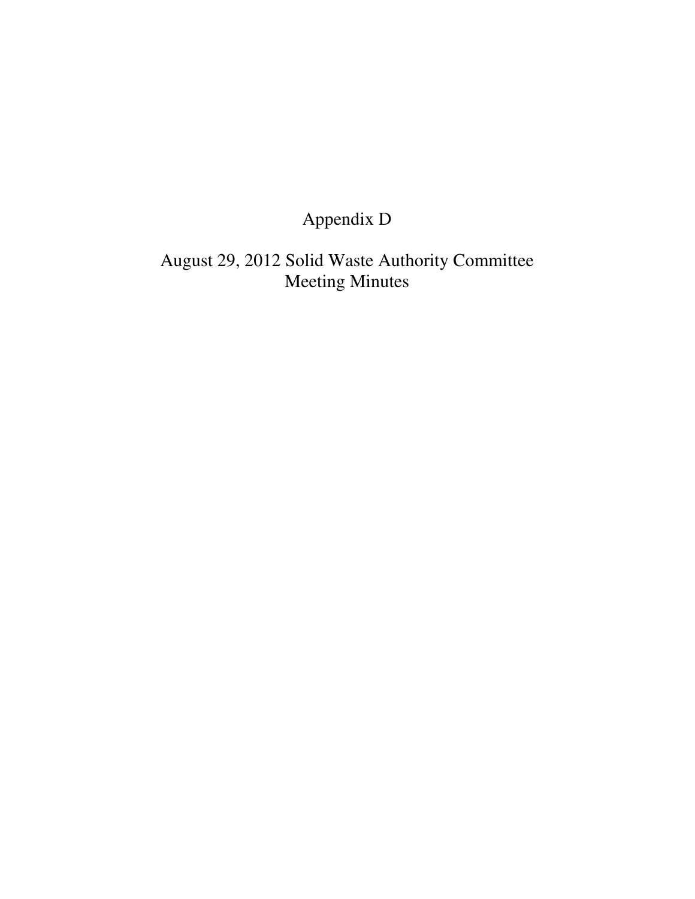# Appendix D

## August 29, 2012 Solid Waste Authority Committee Meeting Minutes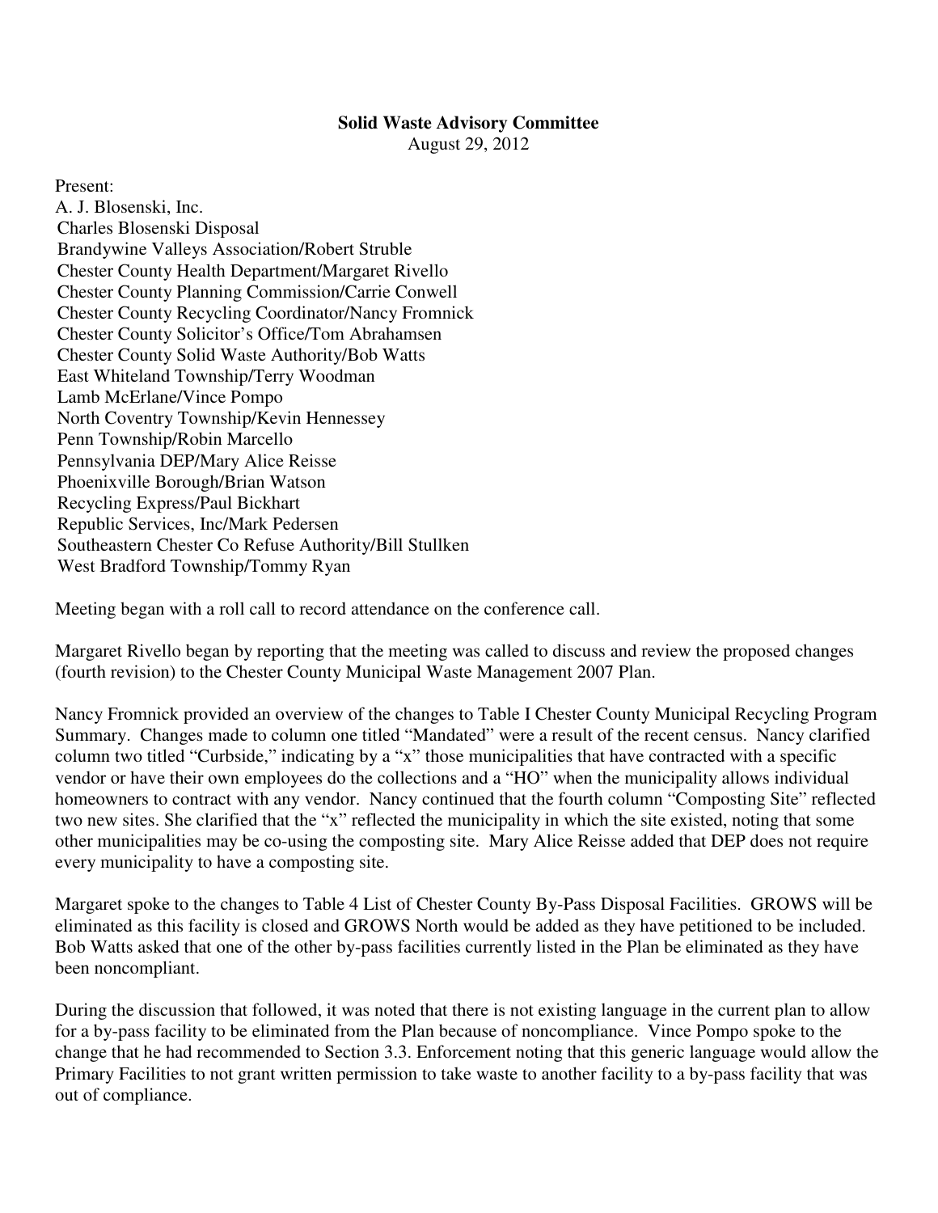**Solid Waste Advisory Committee**
August 29, 2012

Present:
A. J. Blosenski, Inc.
Charles Blosenski Disposal
Brandywine Valleys Association/Robert Struble
Chester County Health Department/Margaret Rivello
Chester County Planning Commission/Carrie Conwell
Chester County Recycling Coordinator/Nancy Fromnick
Chester County Solicitor's Office/Tom Abrahamsen
Chester County Solid Waste Authority/Bob Watts
East Whiteland Township/Terry Woodman
Lamb McErlane/Vince Pompo
North Coventry Township/Kevin Hennessey
Penn Township/Robin Marcello
Pennsylvania DEP/Mary Alice Reisse
Phoenixville Borough/Brian Watson
Recycling Express/Paul Bickhart
Republic Services, Inc/Mark Pedersen
Southeastern Chester Co Refuse Authority/Bill Stullken
West Bradford Township/Tommy Ryan

Meeting began with a roll call to record attendance on the conference call.

Margaret Rivello began by reporting that the meeting was called to discuss and review the proposed changes (fourth revision) to the Chester County Municipal Waste Management 2007 Plan.

Nancy Fromnick provided an overview of the changes to Table I Chester County Municipal Recycling Program Summary. Changes made to column one titled "Mandated" were a result of the recent census. Nancy clarified column two titled "Curbside," indicating by a "x" those municipalities that have contracted with a specific vendor or have their own employees do the collections and a "HO" when the municipality allows individual homeowners to contract with any vendor. Nancy continued that the fourth column "Composting Site" reflected two new sites. She clarified that the "x" reflected the municipality in which the site existed, noting that some other municipalities may be co-using the composting site. Mary Alice Reisse added that DEP does not require every municipality to have a composting site.

Margaret spoke to the changes to Table 4 List of Chester County By-Pass Disposal Facilities. GROWS will be eliminated as this facility is closed and GROWS North would be added as they have petitioned to be included. Bob Watts asked that one of the other by-pass facilities currently listed in the Plan be eliminated as they have been noncompliant.

During the discussion that followed, it was noted that there is not existing language in the current plan to allow for a by-pass facility to be eliminated from the Plan because of noncompliance. Vince Pompo spoke to the change that he had recommended to Section 3.3. Enforcement noting that this generic language would allow the Primary Facilities to not grant written permission to take waste to another facility to a by-pass facility that was out of compliance.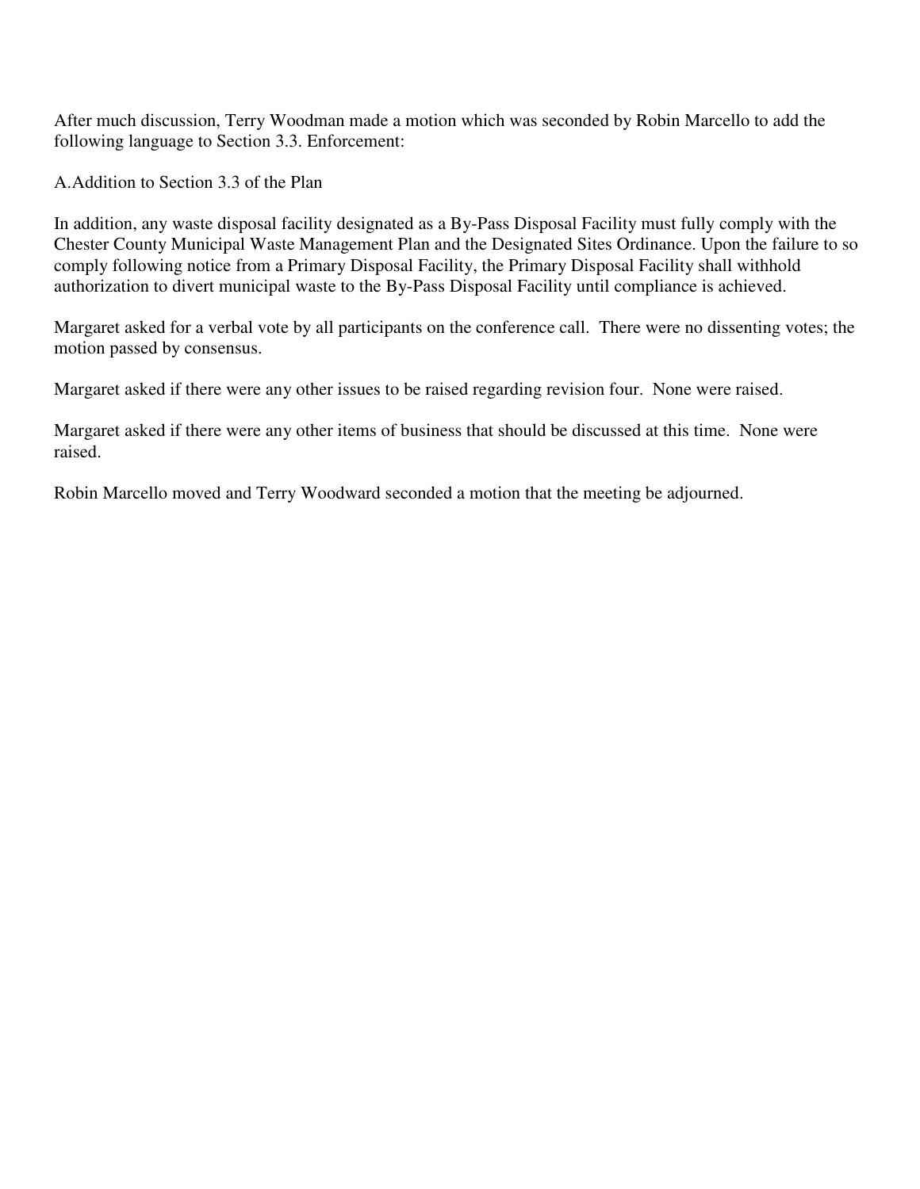After much discussion, Terry Woodman made a motion which was seconded by Robin Marcello to add the following language to Section 3.3. Enforcement:

A.Addition to Section 3.3 of the Plan

In addition, any waste disposal facility designated as a By-Pass Disposal Facility must fully comply with the Chester County Municipal Waste Management Plan and the Designated Sites Ordinance. Upon the failure to so comply following notice from a Primary Disposal Facility, the Primary Disposal Facility shall withhold authorization to divert municipal waste to the By-Pass Disposal Facility until compliance is achieved.

Margaret asked for a verbal vote by all participants on the conference call. There were no dissenting votes; the motion passed by consensus.

Margaret asked if there were any other issues to be raised regarding revision four. None were raised.

Margaret asked if there were any other items of business that should be discussed at this time. None were raised.

Robin Marcello moved and Terry Woodward seconded a motion that the meeting be adjourned.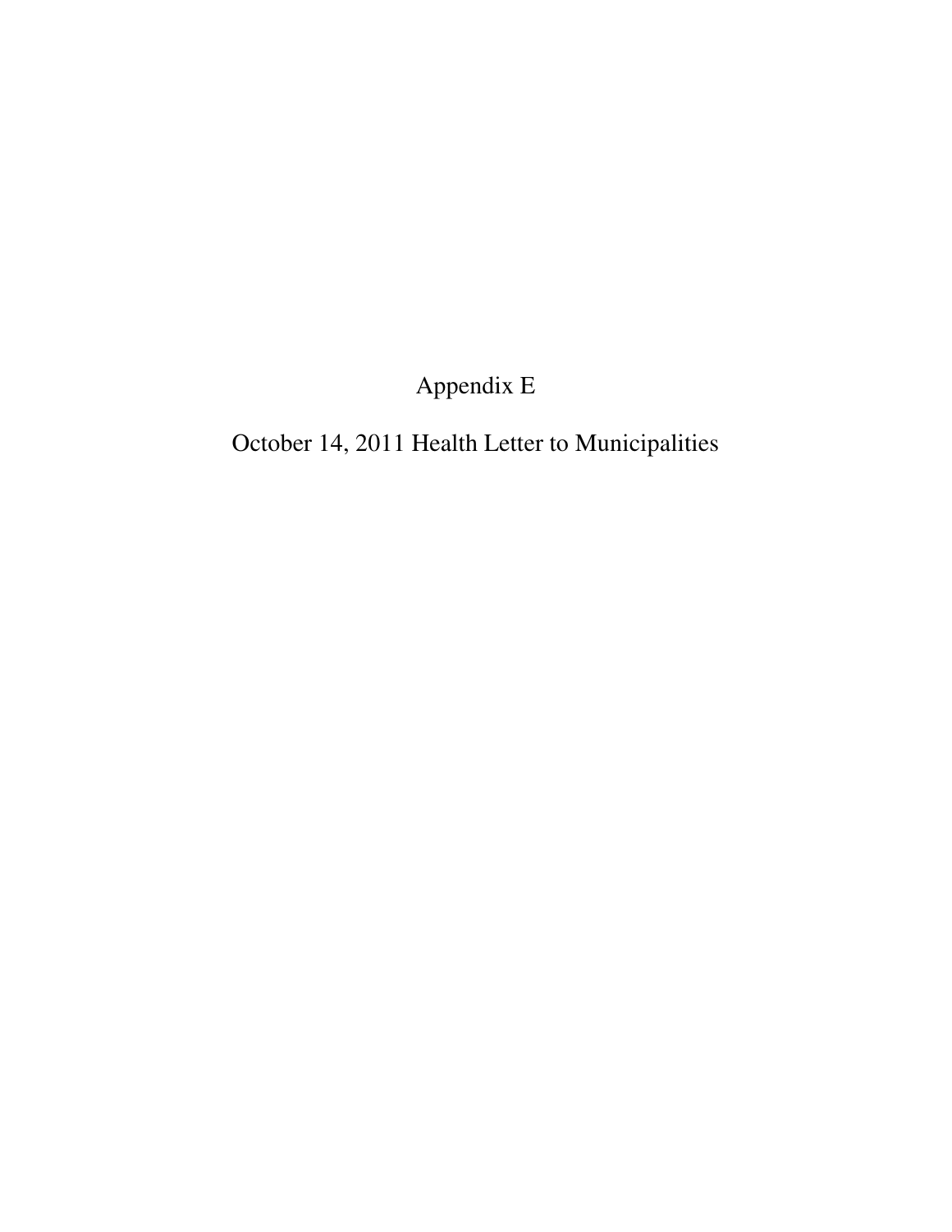# Appendix E

## October 14, 2011 Health Letter to Municipalities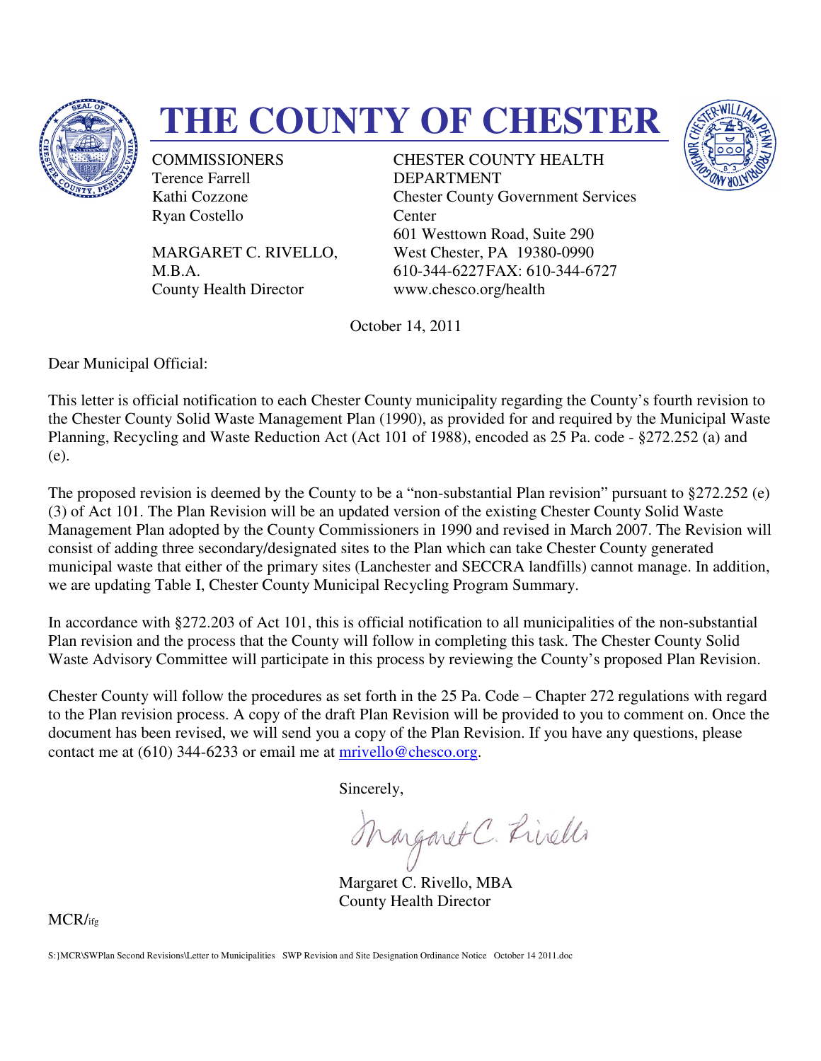# THE COUNTY OF CHESTER

COMMISSIONERS
Terence Farrell
Kathi Cozzone
Ryan Costello

MARGARET C. RIVELLO, M.B.A.
County Health Director

CHESTER COUNTY HEALTH DEPARTMENT
Chester County Government Services Center
601 Westtown Road, Suite 290
West Chester, PA 19380-0990
610-344-6227 FAX: 610-344-6727
www.chesco.org/health

October 14, 2011

Dear Municipal Official:

This letter is official notification to each Chester County municipality regarding the County's fourth revision to the Chester County Solid Waste Management Plan (1990), as provided for and required by the Municipal Waste Planning, Recycling and Waste Reduction Act (Act 101 of 1988), encoded as 25 Pa. code - §272.252 (a) and (e).

The proposed revision is deemed by the County to be a "non-substantial Plan revision" pursuant to §272.252 (e)(3) of Act 101. The Plan Revision will be an updated version of the existing Chester County Solid Waste Management Plan adopted by the County Commissioners in 1990 and revised in March 2007. The Revision will consist of adding three secondary/designated sites to the Plan which can take Chester County generated municipal waste that either of the primary sites (Lanchester and SECCRA landfills) cannot manage. In addition, we are updating Table I, Chester County Municipal Recycling Program Summary.

In accordance with §272.203 of Act 101, this is official notification to all municipalities of the non-substantial Plan revision and the process that the County will follow in completing this task. The Chester County Solid Waste Advisory Committee will participate in this process by reviewing the County's proposed Plan Revision.

Chester County will follow the procedures as set forth in the 25 Pa. Code – Chapter 272 regulations with regard to the Plan revision process. A copy of the draft Plan Revision will be provided to you to comment on. Once the document has been revised, we will send you a copy of the Plan Revision. If you have any questions, please contact me at (610) 344-6233 or email me at mrivello@chesco.org.

Sincerely,

Margaret C. Rivello

Margaret C. Rivello, MBA
County Health Director

MCR/ifg

S:}MCR\SWPlan Second Revisions\Letter to Municipalities SWP Revision and Site Designation Ordinance Notice October 14 2011.doc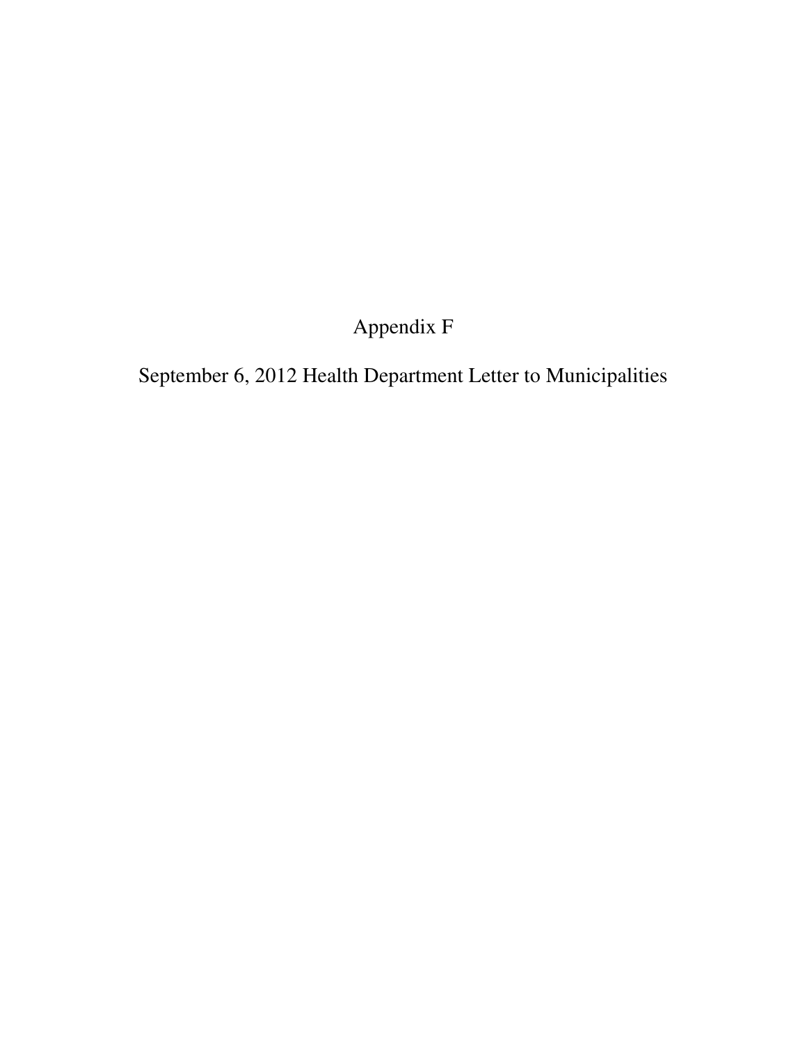# Appendix F

## September 6, 2012 Health Department Letter to Municipalities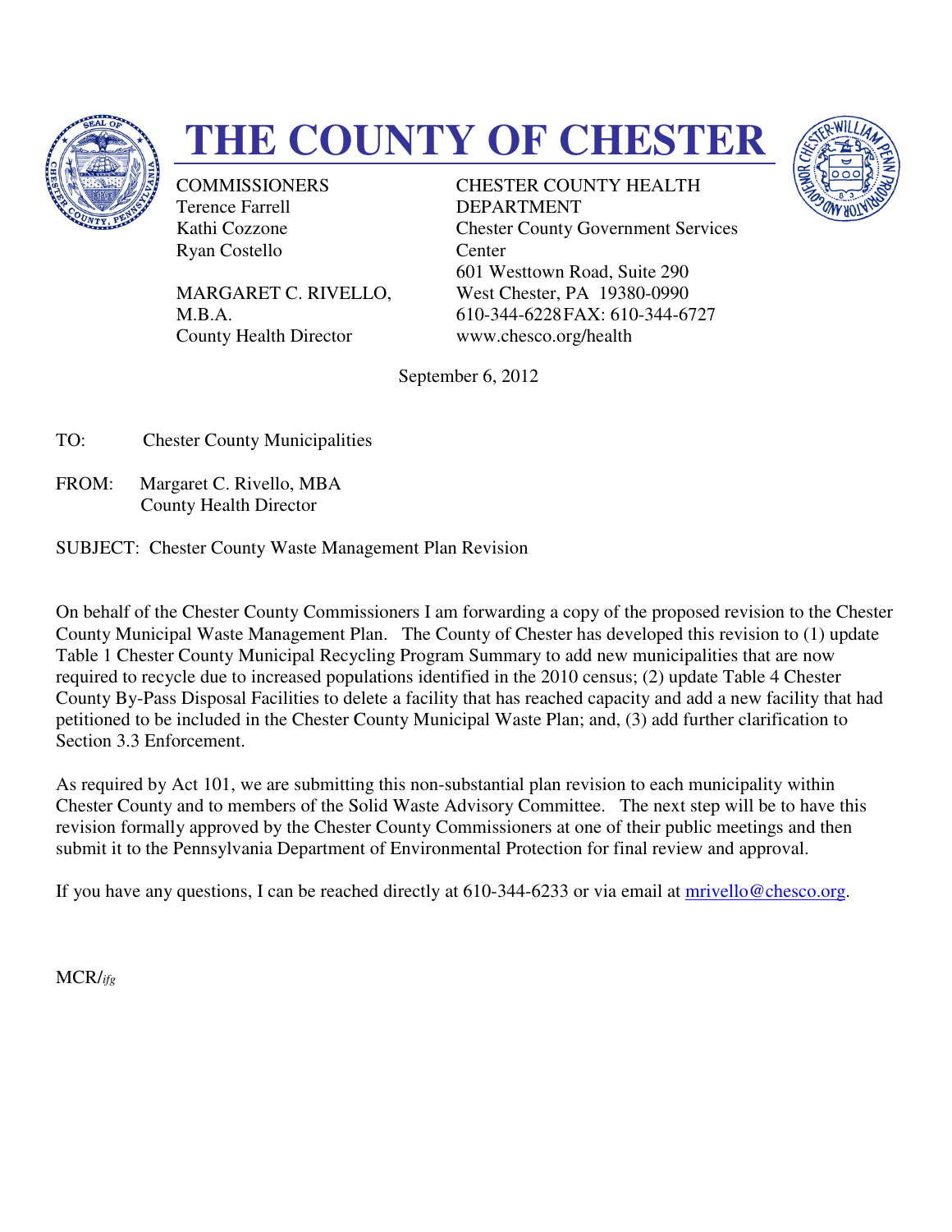# THE COUNTY OF CHESTER

COMMISSIONERS
Terence Farrell
Kathi Cozzone
Ryan Costello

MARGARET C. RIVELLO, M.B.A.
County Health Director

CHESTER COUNTY HEALTH DEPARTMENT
Chester County Government Services Center
601 Westtown Road, Suite 290
West Chester, PA 19380-0990
610-344-6228 FAX: 610-344-6727
www.chesco.org/health

September 6, 2012

TO: Chester County Municipalities

FROM: Margaret C. Rivello, MBA
County Health Director

SUBJECT: Chester County Waste Management Plan Revision

On behalf of the Chester County Commissioners I am forwarding a copy of the proposed revision to the Chester County Municipal Waste Management Plan. The County of Chester has developed this revision to (1) update Table 1 Chester County Municipal Recycling Program Summary to add new municipalities that are now required to recycle due to increased populations identified in the 2010 census; (2) update Table 4 Chester County By-Pass Disposal Facilities to delete a facility that has reached capacity and add a new facility that had petitioned to be included in the Chester County Municipal Waste Plan; and, (3) add further clarification to Section 3.3 Enforcement.

As required by Act 101, we are submitting this non-substantial plan revision to each municipality within Chester County and to members of the Solid Waste Advisory Committee. The next step will be to have this revision formally approved by the Chester County Commissioners at one of their public meetings and then submit it to the Pennsylvania Department of Environmental Protection for final review and approval.

If you have any questions, I can be reached directly at 610-344-6233 or via email at mrivello@chesco.org.

MCR/*ifg*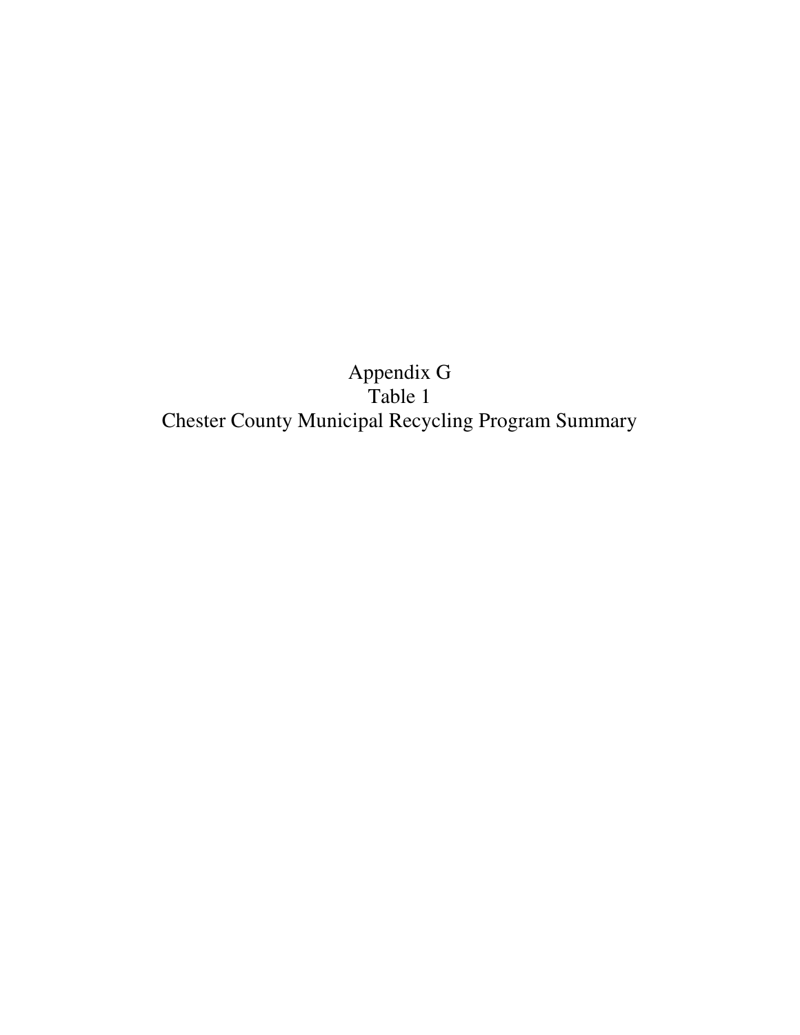# Appendix G
# Table 1
# Chester County Municipal Recycling Program Summary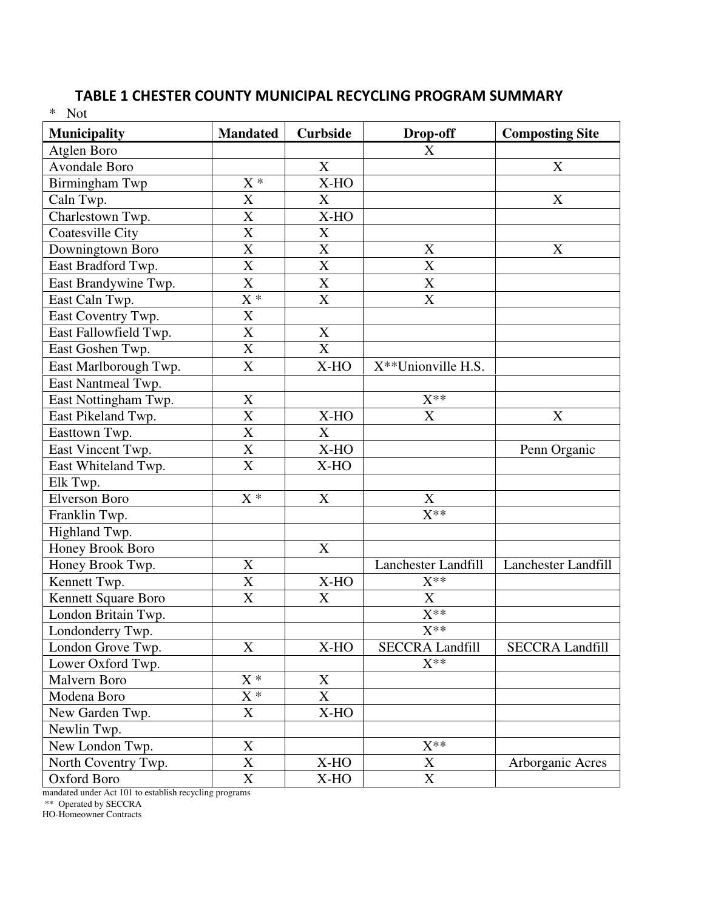## TABLE 1 CHESTER COUNTY MUNICIPAL RECYCLING PROGRAM SUMMARY

| Municipality | Mandated | Curbside | Drop-off | Composting Site |
|---|---|---|---|---|
| Atglen Boro | | | X | |
| Avondale Boro | | X | | X |
| Birmingham Twp | X * | X-HO | | |
| Caln Twp. | X | X | | X |
| Charlestown Twp. | X | X-HO | | |
| Coatesville City | X | X | | |
| Downingtown Boro | X | X | X | X |
| East Bradford Twp. | X | X | X | |
| East Brandywine Twp. | X | X | X | |
| East Caln Twp. | X * | X | X | |
| East Coventry Twp. | X | | | |
| East Fallowfield Twp. | X | X | | |
| East Goshen Twp. | X | X | | |
| East Marlborough Twp. | X | X-HO | X**Unionville H.S. | |
| East Nantmeal Twp. | | | | |
| East Nottingham Twp. | X | | X** | |
| East Pikeland Twp. | X | X-HO | X | X |
| Easttown Twp. | X | X | | |
| East Vincent Twp. | X | X-HO | | Penn Organic |
| East Whiteland Twp. | X | X-HO | | |
| Elk Twp. | | | | |
| Elverson Boro | X * | X | X | |
| Franklin Twp. | | | X** | |
| Highland Twp. | | | | |
| Honey Brook Boro | | X | | |
| Honey Brook Twp. | X | | Lanchester Landfill | Lanchester Landfill |
| Kennett Twp. | X | X-HO | X** | |
| Kennett Square Boro | X | X | X | |
| London Britain Twp. | | | X** | |
| Londonderry Twp. | | | X** | |
| London Grove Twp. | X | X-HO | SECCRA Landfill | SECCRA Landfill |
| Lower Oxford Twp. | | | X** | |
| Malvern Boro | X * | X | | |
| Modena Boro | X * | X | | |
| New Garden Twp. | X | X-HO | | |
| Newlin Twp. | | | | |
| New London Twp. | X | | X** | |
| North Coventry Twp. | X | X-HO | X | Arborganic Acres |
| Oxford Boro | X | X-HO | X | |

\* Not mandated under Act 101 to establish recycling programs

** Operated by SECCRA

HO-Homeowner Contracts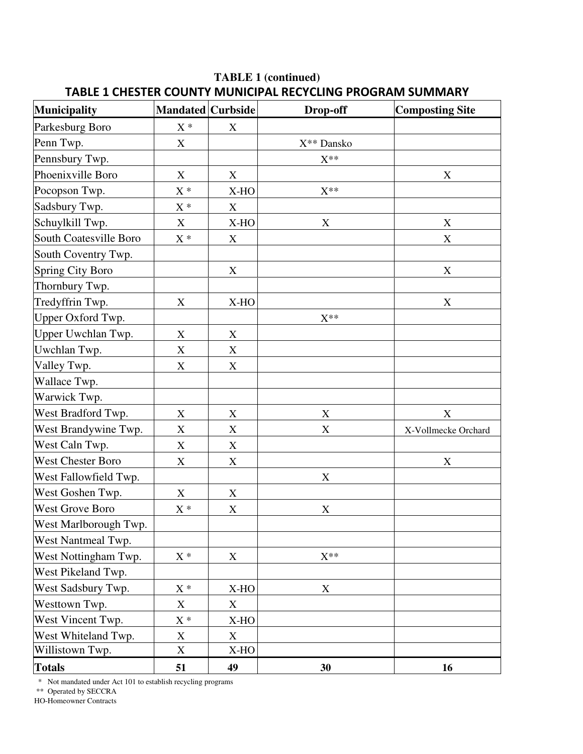**TABLE 1 (continued)**

**TABLE 1 CHESTER COUNTY MUNICIPAL RECYCLING PROGRAM SUMMARY**

| Municipality | Mandated | Curbside | Drop-off | Composting Site |
|---|---|---|---|---|
| Parkesburg Boro | X * | X | | |
| Penn Twp. | X | | X** Dansko | |
| Pennsbury Twp. | | | X** | |
| Phoenixville Boro | X | X | | X |
| Pocopson Twp. | X * | X-HO | X** | |
| Sadsbury Twp. | X * | X | | |
| Schuylkill Twp. | X | X-HO | X | X |
| South Coatesville Boro | X * | X | | X |
| South Coventry Twp. | | | | |
| Spring City Boro | | X | | X |
| Thornbury Twp. | | | | |
| Tredyffrin Twp. | X | X-HO | | X |
| Upper Oxford Twp. | | | X** | |
| Upper Uwchlan Twp. | X | X | | |
| Uwchlan Twp. | X | X | | |
| Valley Twp. | X | X | | |
| Wallace Twp. | | | | |
| Warwick Twp. | | | | |
| West Bradford Twp. | X | X | X | X |
| West Brandywine Twp. | X | X | X | X-Vollmecke Orchard |
| West Caln Twp. | X | X | | |
| West Chester Boro | X | X | | X |
| West Fallowfield Twp. | | | X | |
| West Goshen Twp. | X | X | | |
| West Grove Boro | X * | X | X | |
| West Marlborough Twp. | | | | |
| West Nantmeal Twp. | | | | |
| West Nottingham Twp. | X * | X | X** | |
| West Pikeland Twp. | | | | |
| West Sadsbury Twp. | X * | X-HO | X | |
| Westtown Twp. | X | X | | |
| West Vincent Twp. | X * | X-HO | | |
| West Whiteland Twp. | X | X | | |
| Willistown Twp. | X | X-HO | | |
| **Totals** | **51** | **49** | **30** | **16** |

\* Not mandated under Act 101 to establish recycling programs

\** Operated by SECCRA

HO-Homeowner Contracts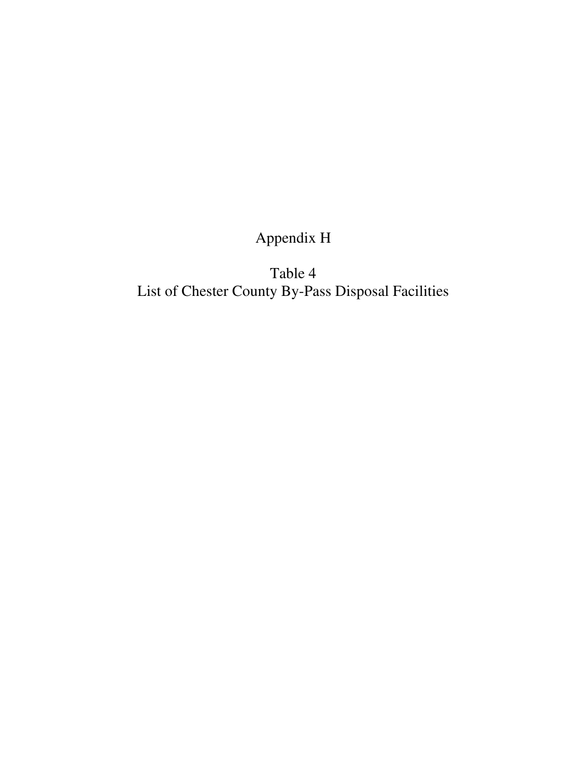# Appendix H

## Table 4
## List of Chester County By-Pass Disposal Facilities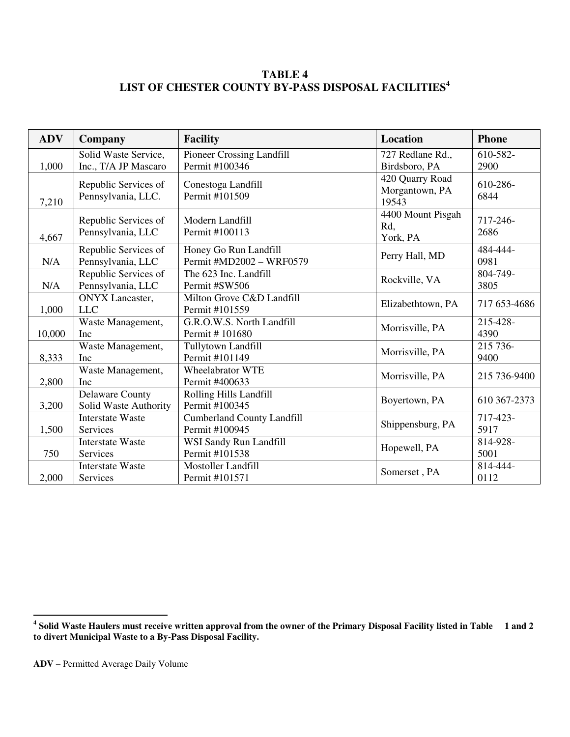**TABLE 4**
**LIST OF CHESTER COUNTY BY-PASS DISPOSAL FACILITIES[4]**

| ADV | Company | Facility | Location | Phone |
|---|---|---|---|---|
| 1,000 | Solid Waste Service, Inc., T/A JP Mascaro | Pioneer Crossing Landfill Permit #100346 | 727 Redlane Rd., Birdsboro, PA | 610-582-2900 |
| 7,210 | Republic Services of Pennsylvania, LLC. | Conestoga Landfill Permit #101509 | 420 Quarry Road Morgantown, PA 19543 | 610-286-6844 |
| 4,667 | Republic Services of Pennsylvania, LLC | Modern Landfill Permit #100113 | 4400 Mount Pisgah Rd, York, PA | 717-246-2686 |
| N/A | Republic Services of Pennsylvania, LLC | Honey Go Run Landfill Permit #MD2002 – WRF0579 | Perry Hall, MD | 484-444-0981 |
| N/A | Republic Services of Pennsylvania, LLC | The 623 Inc. Landfill Permit #SW506 | Rockville, VA | 804-749-3805 |
| 1,000 | ONYX Lancaster, LLC | Milton Grove C&D Landfill Permit #101559 | Elizabethtown, PA | 717 653-4686 |
| 10,000 | Waste Management, Inc | G.R.O.W.S. North Landfill Permit # 101680 | Morrisville, PA | 215-428-4390 |
| 8,333 | Waste Management, Inc | Tullytown Landfill Permit #101149 | Morrisville, PA | 215 736-9400 |
| 2,800 | Waste Management, Inc | Wheelabrator WTE Permit #400633 | Morrisville, PA | 215 736-9400 |
| 3,200 | Delaware County Solid Waste Authority | Rolling Hills Landfill Permit #100345 | Boyertown, PA | 610 367-2373 |
| 1,500 | Interstate Waste Services | Cumberland County Landfill Permit #100945 | Shippensburg, PA | 717-423-5917 |
| 750 | Interstate Waste Services | WSI Sandy Run Landfill Permit #101538 | Hopewell, PA | 814-928-5001 |
| 2,000 | Interstate Waste Services | Mostoller Landfill Permit #101571 | Somerset , PA | 814-444-0112 |

[4] **Solid Waste Haulers must receive written approval from the owner of the Primary Disposal Facility listed in Table 1 and 2 to divert Municipal Waste to a By-Pass Disposal Facility.**

**ADV** – Permitted Average Daily Volume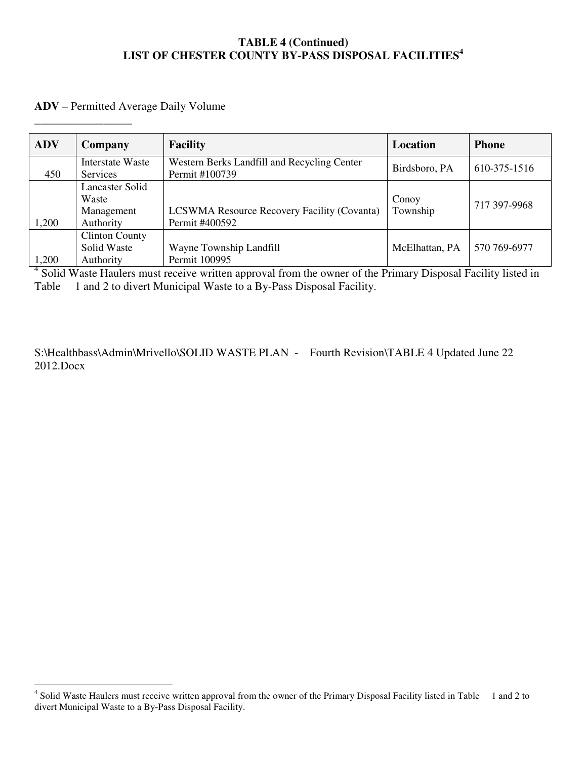**TABLE 4 (Continued)**
**LIST OF CHESTER COUNTY BY-PASS DISPOSAL FACILITIES[4]**

**ADV** – Permitted Average Daily Volume

| ADV | Company | Facility | Location | Phone |
|---|---|---|---|---|
| 450 | Interstate Waste Services | Western Berks Landfill and Recycling Center Permit #100739 | Birdsboro, PA | 610-375-1516 |
| 1,200 | Lancaster Solid Waste Management Authority | LCSWMA Resource Recovery Facility (Covanta) Permit #400592 | Conoy Township | 717 397-9968 |
| 1,200 | Clinton County Solid Waste Authority | Wayne Township Landfill Permit 100995 | McElhattan, PA | 570 769-6977 |

[4] Solid Waste Haulers must receive written approval from the owner of the Primary Disposal Facility listed in Table 1 and 2 to divert Municipal Waste to a By-Pass Disposal Facility.

S:\Healthbass\Admin\Mrivello\SOLID WASTE PLAN - Fourth Revision\TABLE 4 Updated June 22 2012.Docx

---

[4] Solid Waste Haulers must receive written approval from the owner of the Primary Disposal Facility listed in Table 1 and 2 to divert Municipal Waste to a By-Pass Disposal Facility.